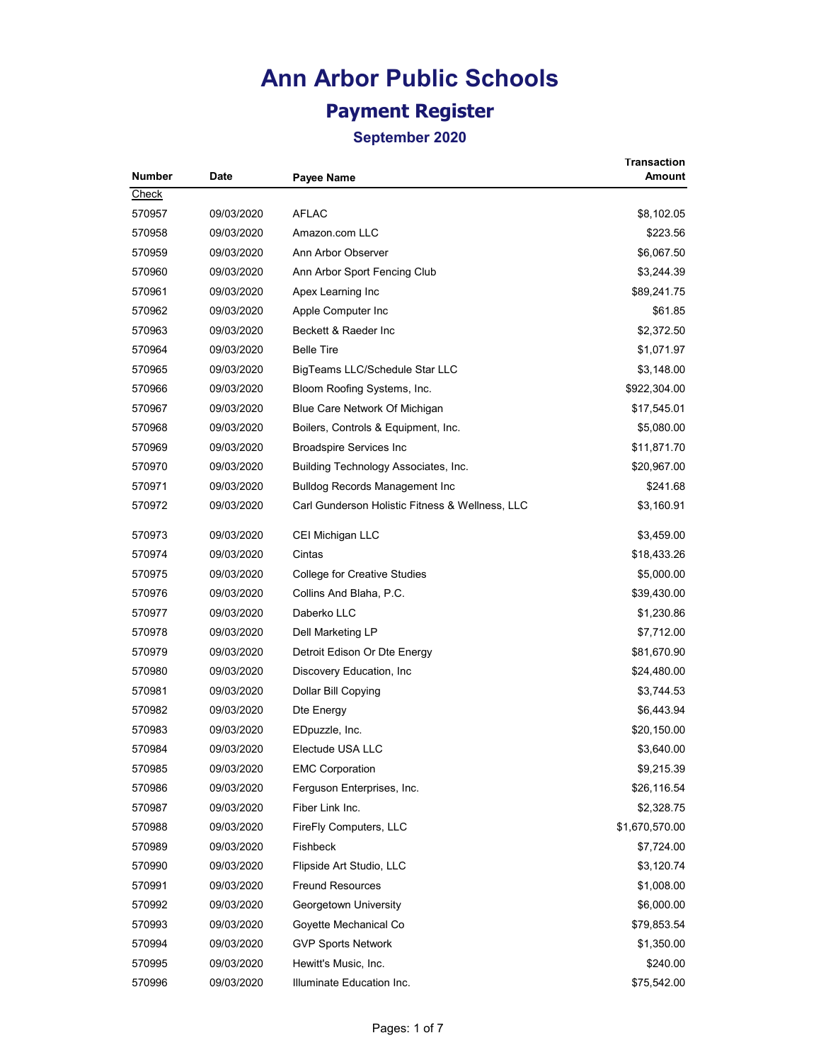# Ann Arbor Public Schools

## Payment Register

### September 2020

| Number | Date | Payee Name | Transaction Amount |
|---|---|---|---|
| Check | | | |
| 570957 | 09/03/2020 | AFLAC | $8,102.05 |
| 570958 | 09/03/2020 | Amazon.com LLC | $223.56 |
| 570959 | 09/03/2020 | Ann Arbor Observer | $6,067.50 |
| 570960 | 09/03/2020 | Ann Arbor Sport Fencing Club | $3,244.39 |
| 570961 | 09/03/2020 | Apex Learning Inc | $89,241.75 |
| 570962 | 09/03/2020 | Apple Computer Inc | $61.85 |
| 570963 | 09/03/2020 | Beckett & Raeder Inc | $2,372.50 |
| 570964 | 09/03/2020 | Belle Tire | $1,071.97 |
| 570965 | 09/03/2020 | BigTeams LLC/Schedule Star LLC | $3,148.00 |
| 570966 | 09/03/2020 | Bloom Roofing Systems, Inc. | $922,304.00 |
| 570967 | 09/03/2020 | Blue Care Network Of Michigan | $17,545.01 |
| 570968 | 09/03/2020 | Boilers, Controls & Equipment, Inc. | $5,080.00 |
| 570969 | 09/03/2020 | Broadspire Services Inc | $11,871.70 |
| 570970 | 09/03/2020 | Building Technology Associates, Inc. | $20,967.00 |
| 570971 | 09/03/2020 | Bulldog Records Management Inc | $241.68 |
| 570972 | 09/03/2020 | Carl Gunderson Holistic Fitness & Wellness, LLC | $3,160.91 |
| 570973 | 09/03/2020 | CEI Michigan LLC | $3,459.00 |
| 570974 | 09/03/2020 | Cintas | $18,433.26 |
| 570975 | 09/03/2020 | College for Creative Studies | $5,000.00 |
| 570976 | 09/03/2020 | Collins And Blaha, P.C. | $39,430.00 |
| 570977 | 09/03/2020 | Daberko LLC | $1,230.86 |
| 570978 | 09/03/2020 | Dell Marketing LP | $7,712.00 |
| 570979 | 09/03/2020 | Detroit Edison Or Dte Energy | $81,670.90 |
| 570980 | 09/03/2020 | Discovery Education, Inc | $24,480.00 |
| 570981 | 09/03/2020 | Dollar Bill Copying | $3,744.53 |
| 570982 | 09/03/2020 | Dte Energy | $6,443.94 |
| 570983 | 09/03/2020 | EDpuzzle, Inc. | $20,150.00 |
| 570984 | 09/03/2020 | Electude USA LLC | $3,640.00 |
| 570985 | 09/03/2020 | EMC Corporation | $9,215.39 |
| 570986 | 09/03/2020 | Ferguson Enterprises, Inc. | $26,116.54 |
| 570987 | 09/03/2020 | Fiber Link Inc. | $2,328.75 |
| 570988 | 09/03/2020 | FireFly Computers, LLC | $1,670,570.00 |
| 570989 | 09/03/2020 | Fishbeck | $7,724.00 |
| 570990 | 09/03/2020 | Flipside Art Studio, LLC | $3,120.74 |
| 570991 | 09/03/2020 | Freund Resources | $1,008.00 |
| 570992 | 09/03/2020 | Georgetown University | $6,000.00 |
| 570993 | 09/03/2020 | Goyette Mechanical Co | $79,853.54 |
| 570994 | 09/03/2020 | GVP Sports Network | $1,350.00 |
| 570995 | 09/03/2020 | Hewitt's Music, Inc. | $240.00 |
| 570996 | 09/03/2020 | Illuminate Education Inc. | $75,542.00 |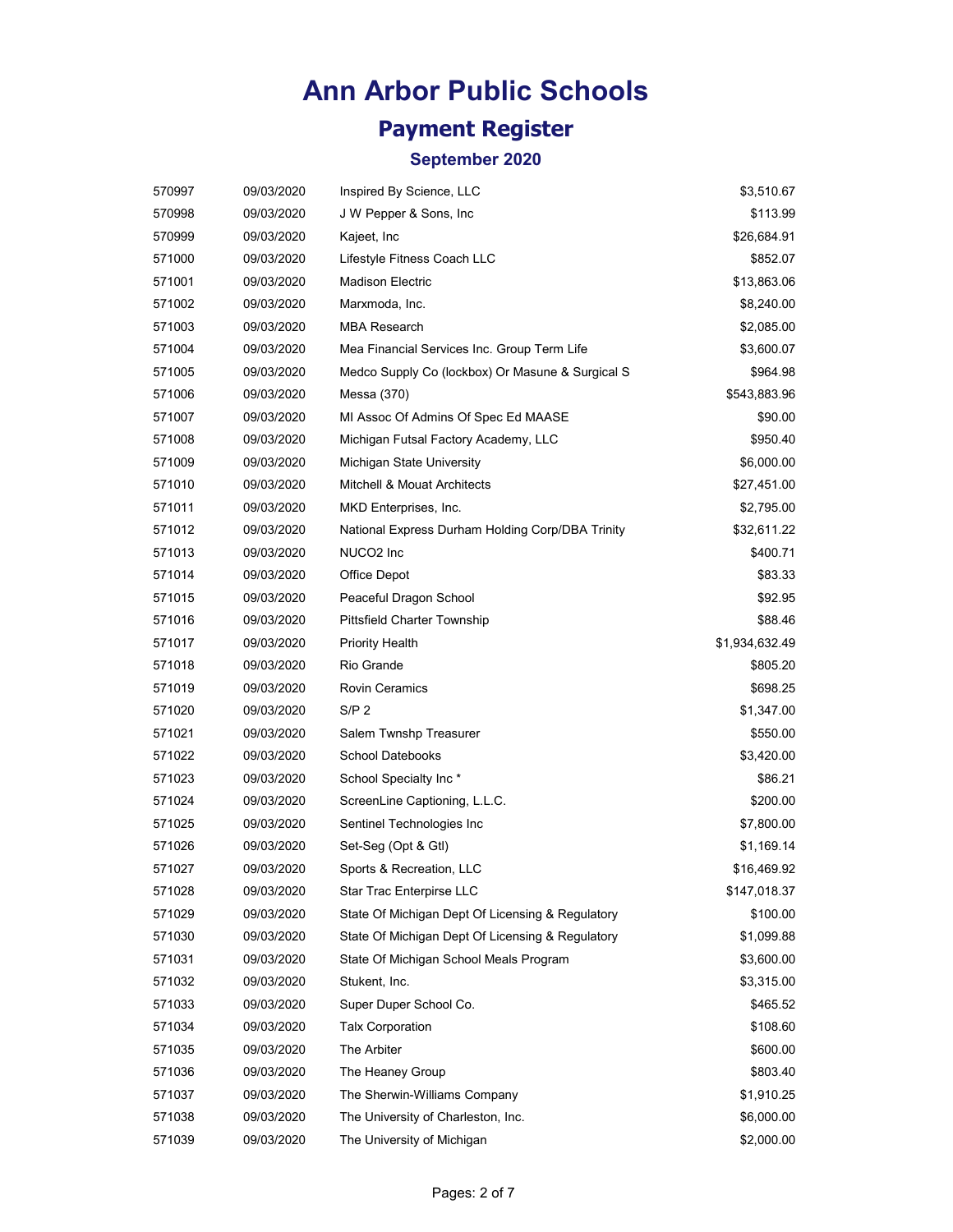# Ann Arbor Public Schools

## Payment Register

### September 2020

| | | | |
|---|---|---|---|
| 570997 | 09/03/2020 | Inspired By Science, LLC | $3,510.67 |
| 570998 | 09/03/2020 | J W Pepper & Sons, Inc | $113.99 |
| 570999 | 09/03/2020 | Kajeet, Inc | $26,684.91 |
| 571000 | 09/03/2020 | Lifestyle Fitness Coach LLC | $852.07 |
| 571001 | 09/03/2020 | Madison Electric | $13,863.06 |
| 571002 | 09/03/2020 | Marxmoda, Inc. | $8,240.00 |
| 571003 | 09/03/2020 | MBA Research | $2,085.00 |
| 571004 | 09/03/2020 | Mea Financial Services Inc. Group Term Life | $3,600.07 |
| 571005 | 09/03/2020 | Medco Supply Co (lockbox) Or Masune & Surgical S | $964.98 |
| 571006 | 09/03/2020 | Messa (370) | $543,883.96 |
| 571007 | 09/03/2020 | MI Assoc Of Admins Of Spec Ed MAASE | $90.00 |
| 571008 | 09/03/2020 | Michigan Futsal Factory Academy, LLC | $950.40 |
| 571009 | 09/03/2020 | Michigan State University | $6,000.00 |
| 571010 | 09/03/2020 | Mitchell & Mouat Architects | $27,451.00 |
| 571011 | 09/03/2020 | MKD Enterprises, Inc. | $2,795.00 |
| 571012 | 09/03/2020 | National Express Durham Holding Corp/DBA Trinity | $32,611.22 |
| 571013 | 09/03/2020 | NUCO2 Inc | $400.71 |
| 571014 | 09/03/2020 | Office Depot | $83.33 |
| 571015 | 09/03/2020 | Peaceful Dragon School | $92.95 |
| 571016 | 09/03/2020 | Pittsfield Charter Township | $88.46 |
| 571017 | 09/03/2020 | Priority Health | $1,934,632.49 |
| 571018 | 09/03/2020 | Rio Grande | $805.20 |
| 571019 | 09/03/2020 | Rovin Ceramics | $698.25 |
| 571020 | 09/03/2020 | S/P 2 | $1,347.00 |
| 571021 | 09/03/2020 | Salem Twnshp Treasurer | $550.00 |
| 571022 | 09/03/2020 | School Datebooks | $3,420.00 |
| 571023 | 09/03/2020 | School Specialty Inc * | $86.21 |
| 571024 | 09/03/2020 | ScreenLine Captioning, L.L.C. | $200.00 |
| 571025 | 09/03/2020 | Sentinel Technologies Inc | $7,800.00 |
| 571026 | 09/03/2020 | Set-Seg (Opt & Gtl) | $1,169.14 |
| 571027 | 09/03/2020 | Sports & Recreation, LLC | $16,469.92 |
| 571028 | 09/03/2020 | Star Trac Enterpirse LLC | $147,018.37 |
| 571029 | 09/03/2020 | State Of Michigan Dept Of Licensing & Regulatory | $100.00 |
| 571030 | 09/03/2020 | State Of Michigan Dept Of Licensing & Regulatory | $1,099.88 |
| 571031 | 09/03/2020 | State Of Michigan School Meals Program | $3,600.00 |
| 571032 | 09/03/2020 | Stukent, Inc. | $3,315.00 |
| 571033 | 09/03/2020 | Super Duper School Co. | $465.52 |
| 571034 | 09/03/2020 | Talx Corporation | $108.60 |
| 571035 | 09/03/2020 | The Arbiter | $600.00 |
| 571036 | 09/03/2020 | The Heaney Group | $803.40 |
| 571037 | 09/03/2020 | The Sherwin-Williams Company | $1,910.25 |
| 571038 | 09/03/2020 | The University of Charleston, Inc. | $6,000.00 |
| 571039 | 09/03/2020 | The University of Michigan | $2,000.00 |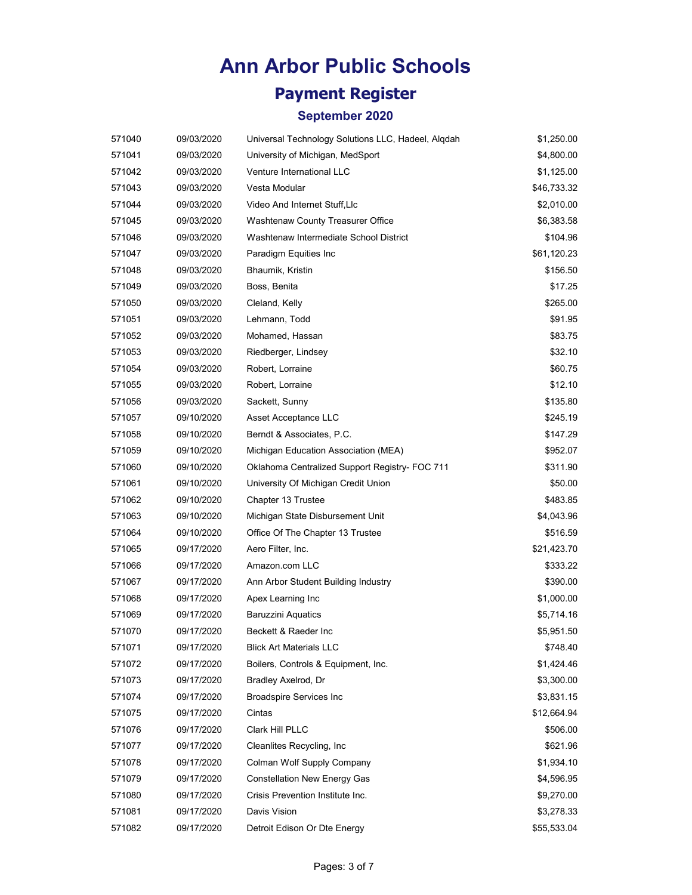# Ann Arbor Public Schools

## Payment Register

### September 2020

| | | | |
|---|---|---|---|
| 571040 | 09/03/2020 | Universal Technology Solutions LLC, Hadeel, Alqdah | $1,250.00 |
| 571041 | 09/03/2020 | University of Michigan, MedSport | $4,800.00 |
| 571042 | 09/03/2020 | Venture International LLC | $1,125.00 |
| 571043 | 09/03/2020 | Vesta Modular | $46,733.32 |
| 571044 | 09/03/2020 | Video And Internet Stuff,Llc | $2,010.00 |
| 571045 | 09/03/2020 | Washtenaw County Treasurer Office | $6,383.58 |
| 571046 | 09/03/2020 | Washtenaw Intermediate School District | $104.96 |
| 571047 | 09/03/2020 | Paradigm Equities Inc | $61,120.23 |
| 571048 | 09/03/2020 | Bhaumik, Kristin | $156.50 |
| 571049 | 09/03/2020 | Boss, Benita | $17.25 |
| 571050 | 09/03/2020 | Cleland, Kelly | $265.00 |
| 571051 | 09/03/2020 | Lehmann, Todd | $91.95 |
| 571052 | 09/03/2020 | Mohamed, Hassan | $83.75 |
| 571053 | 09/03/2020 | Riedberger, Lindsey | $32.10 |
| 571054 | 09/03/2020 | Robert, Lorraine | $60.75 |
| 571055 | 09/03/2020 | Robert, Lorraine | $12.10 |
| 571056 | 09/03/2020 | Sackett, Sunny | $135.80 |
| 571057 | 09/10/2020 | Asset Acceptance LLC | $245.19 |
| 571058 | 09/10/2020 | Berndt & Associates, P.C. | $147.29 |
| 571059 | 09/10/2020 | Michigan Education Association (MEA) | $952.07 |
| 571060 | 09/10/2020 | Oklahoma Centralized Support Registry- FOC 711 | $311.90 |
| 571061 | 09/10/2020 | University Of Michigan Credit Union | $50.00 |
| 571062 | 09/10/2020 | Chapter 13 Trustee | $483.85 |
| 571063 | 09/10/2020 | Michigan State Disbursement Unit | $4,043.96 |
| 571064 | 09/10/2020 | Office Of The Chapter 13 Trustee | $516.59 |
| 571065 | 09/17/2020 | Aero Filter, Inc. | $21,423.70 |
| 571066 | 09/17/2020 | Amazon.com LLC | $333.22 |
| 571067 | 09/17/2020 | Ann Arbor Student Building Industry | $390.00 |
| 571068 | 09/17/2020 | Apex Learning Inc | $1,000.00 |
| 571069 | 09/17/2020 | Baruzzini Aquatics | $5,714.16 |
| 571070 | 09/17/2020 | Beckett & Raeder Inc | $5,951.50 |
| 571071 | 09/17/2020 | Blick Art Materials LLC | $748.40 |
| 571072 | 09/17/2020 | Boilers, Controls & Equipment, Inc. | $1,424.46 |
| 571073 | 09/17/2020 | Bradley Axelrod, Dr | $3,300.00 |
| 571074 | 09/17/2020 | Broadspire Services Inc | $3,831.15 |
| 571075 | 09/17/2020 | Cintas | $12,664.94 |
| 571076 | 09/17/2020 | Clark Hill PLLC | $506.00 |
| 571077 | 09/17/2020 | Cleanlites Recycling, Inc | $621.96 |
| 571078 | 09/17/2020 | Colman Wolf Supply Company | $1,934.10 |
| 571079 | 09/17/2020 | Constellation New Energy Gas | $4,596.95 |
| 571080 | 09/17/2020 | Crisis Prevention Institute Inc. | $9,270.00 |
| 571081 | 09/17/2020 | Davis Vision | $3,278.33 |
| 571082 | 09/17/2020 | Detroit Edison Or Dte Energy | $55,533.04 |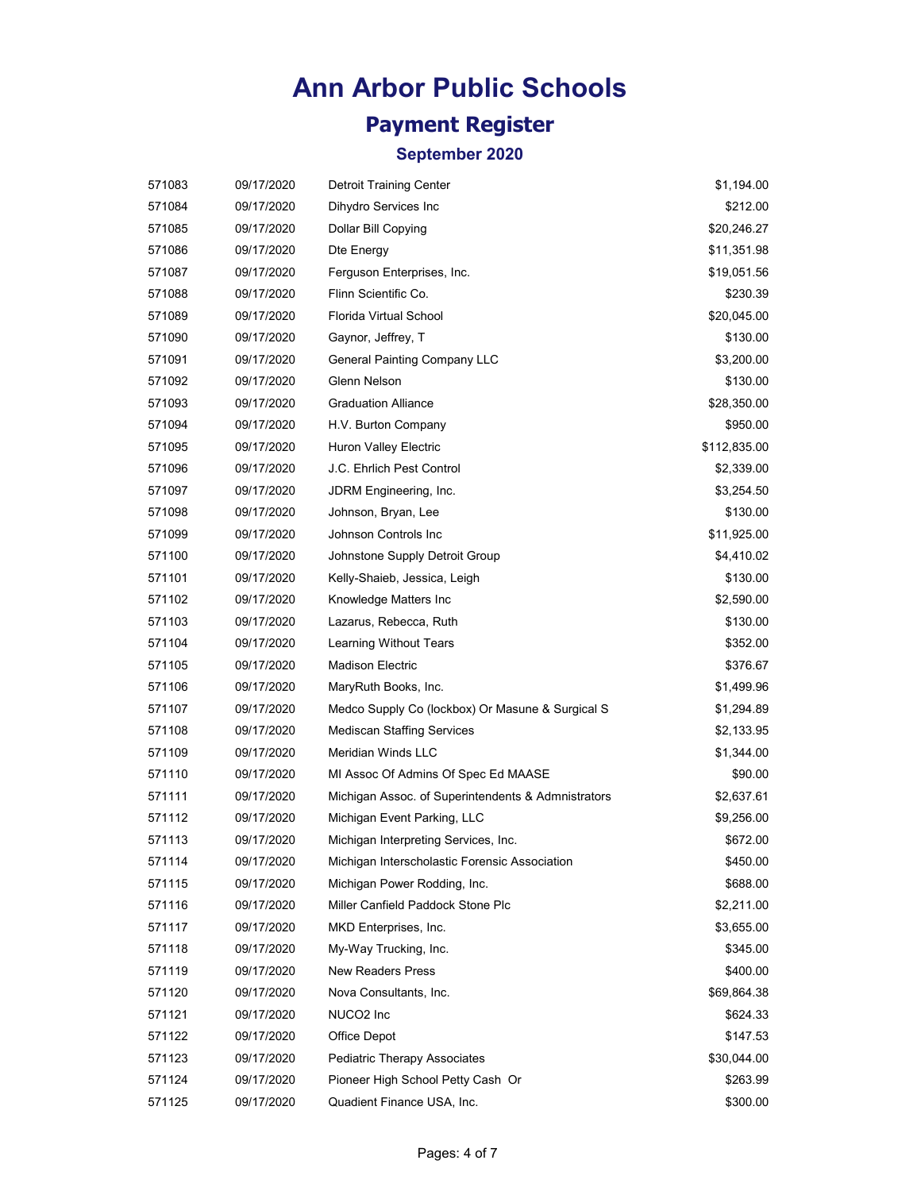# Ann Arbor Public Schools

## Payment Register

### September 2020

| | | | |
|---|---|---|---|
| 571083 | 09/17/2020 | Detroit Training Center | $1,194.00 |
| 571084 | 09/17/2020 | Dihydro Services Inc | $212.00 |
| 571085 | 09/17/2020 | Dollar Bill Copying | $20,246.27 |
| 571086 | 09/17/2020 | Dte Energy | $11,351.98 |
| 571087 | 09/17/2020 | Ferguson Enterprises, Inc. | $19,051.56 |
| 571088 | 09/17/2020 | Flinn Scientific Co. | $230.39 |
| 571089 | 09/17/2020 | Florida Virtual School | $20,045.00 |
| 571090 | 09/17/2020 | Gaynor, Jeffrey, T | $130.00 |
| 571091 | 09/17/2020 | General Painting Company LLC | $3,200.00 |
| 571092 | 09/17/2020 | Glenn Nelson | $130.00 |
| 571093 | 09/17/2020 | Graduation Alliance | $28,350.00 |
| 571094 | 09/17/2020 | H.V. Burton Company | $950.00 |
| 571095 | 09/17/2020 | Huron Valley Electric | $112,835.00 |
| 571096 | 09/17/2020 | J.C. Ehrlich Pest Control | $2,339.00 |
| 571097 | 09/17/2020 | JDRM Engineering, Inc. | $3,254.50 |
| 571098 | 09/17/2020 | Johnson, Bryan, Lee | $130.00 |
| 571099 | 09/17/2020 | Johnson Controls Inc | $11,925.00 |
| 571100 | 09/17/2020 | Johnstone Supply Detroit Group | $4,410.02 |
| 571101 | 09/17/2020 | Kelly-Shaieb, Jessica, Leigh | $130.00 |
| 571102 | 09/17/2020 | Knowledge Matters Inc | $2,590.00 |
| 571103 | 09/17/2020 | Lazarus, Rebecca, Ruth | $130.00 |
| 571104 | 09/17/2020 | Learning Without Tears | $352.00 |
| 571105 | 09/17/2020 | Madison Electric | $376.67 |
| 571106 | 09/17/2020 | MaryRuth Books, Inc. | $1,499.96 |
| 571107 | 09/17/2020 | Medco Supply Co (lockbox) Or Masune & Surgical S | $1,294.89 |
| 571108 | 09/17/2020 | Mediscan Staffing Services | $2,133.95 |
| 571109 | 09/17/2020 | Meridian Winds LLC | $1,344.00 |
| 571110 | 09/17/2020 | MI Assoc Of Admins Of Spec Ed MAASE | $90.00 |
| 571111 | 09/17/2020 | Michigan Assoc. of Superintendents & Admnistrators | $2,637.61 |
| 571112 | 09/17/2020 | Michigan Event Parking, LLC | $9,256.00 |
| 571113 | 09/17/2020 | Michigan Interpreting Services, Inc. | $672.00 |
| 571114 | 09/17/2020 | Michigan Interscholastic Forensic Association | $450.00 |
| 571115 | 09/17/2020 | Michigan Power Rodding, Inc. | $688.00 |
| 571116 | 09/17/2020 | Miller Canfield Paddock Stone Plc | $2,211.00 |
| 571117 | 09/17/2020 | MKD Enterprises, Inc. | $3,655.00 |
| 571118 | 09/17/2020 | My-Way Trucking, Inc. | $345.00 |
| 571119 | 09/17/2020 | New Readers Press | $400.00 |
| 571120 | 09/17/2020 | Nova Consultants, Inc. | $69,864.38 |
| 571121 | 09/17/2020 | NUCO2 Inc | $624.33 |
| 571122 | 09/17/2020 | Office Depot | $147.53 |
| 571123 | 09/17/2020 | Pediatric Therapy Associates | $30,044.00 |
| 571124 | 09/17/2020 | Pioneer High School Petty Cash Or | $263.99 |
| 571125 | 09/17/2020 | Quadient Finance USA, Inc. | $300.00 |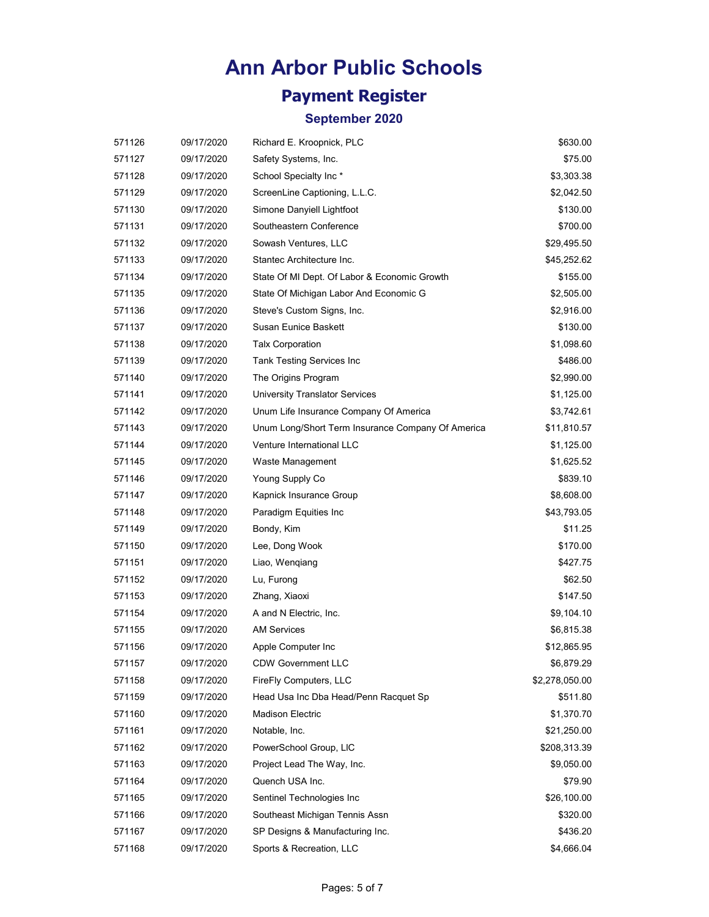# Ann Arbor Public Schools

## Payment Register

### September 2020

| | | | |
|---|---|---|---|
| 571126 | 09/17/2020 | Richard E. Kroopnick, PLC | $630.00 |
| 571127 | 09/17/2020 | Safety Systems, Inc. | $75.00 |
| 571128 | 09/17/2020 | School Specialty Inc * | $3,303.38 |
| 571129 | 09/17/2020 | ScreenLine Captioning, L.L.C. | $2,042.50 |
| 571130 | 09/17/2020 | Simone Danyiell Lightfoot | $130.00 |
| 571131 | 09/17/2020 | Southeastern Conference | $700.00 |
| 571132 | 09/17/2020 | Sowash Ventures, LLC | $29,495.50 |
| 571133 | 09/17/2020 | Stantec Architecture Inc. | $45,252.62 |
| 571134 | 09/17/2020 | State Of MI Dept. Of Labor & Economic Growth | $155.00 |
| 571135 | 09/17/2020 | State Of Michigan Labor And Economic G | $2,505.00 |
| 571136 | 09/17/2020 | Steve's Custom Signs, Inc. | $2,916.00 |
| 571137 | 09/17/2020 | Susan Eunice Baskett | $130.00 |
| 571138 | 09/17/2020 | Talx Corporation | $1,098.60 |
| 571139 | 09/17/2020 | Tank Testing Services Inc | $486.00 |
| 571140 | 09/17/2020 | The Origins Program | $2,990.00 |
| 571141 | 09/17/2020 | University Translator Services | $1,125.00 |
| 571142 | 09/17/2020 | Unum Life Insurance Company Of America | $3,742.61 |
| 571143 | 09/17/2020 | Unum Long/Short Term Insurance Company Of America | $11,810.57 |
| 571144 | 09/17/2020 | Venture International LLC | $1,125.00 |
| 571145 | 09/17/2020 | Waste Management | $1,625.52 |
| 571146 | 09/17/2020 | Young Supply Co | $839.10 |
| 571147 | 09/17/2020 | Kapnick Insurance Group | $8,608.00 |
| 571148 | 09/17/2020 | Paradigm Equities Inc | $43,793.05 |
| 571149 | 09/17/2020 | Bondy, Kim | $11.25 |
| 571150 | 09/17/2020 | Lee, Dong Wook | $170.00 |
| 571151 | 09/17/2020 | Liao, Wenqiang | $427.75 |
| 571152 | 09/17/2020 | Lu, Furong | $62.50 |
| 571153 | 09/17/2020 | Zhang, Xiaoxi | $147.50 |
| 571154 | 09/17/2020 | A and N Electric, Inc. | $9,104.10 |
| 571155 | 09/17/2020 | AM Services | $6,815.38 |
| 571156 | 09/17/2020 | Apple Computer Inc | $12,865.95 |
| 571157 | 09/17/2020 | CDW Government LLC | $6,879.29 |
| 571158 | 09/17/2020 | FireFly Computers, LLC | $2,278,050.00 |
| 571159 | 09/17/2020 | Head Usa Inc Dba Head/Penn Racquet Sp | $511.80 |
| 571160 | 09/17/2020 | Madison Electric | $1,370.70 |
| 571161 | 09/17/2020 | Notable, Inc. | $21,250.00 |
| 571162 | 09/17/2020 | PowerSchool Group, LlC | $208,313.39 |
| 571163 | 09/17/2020 | Project Lead The Way, Inc. | $9,050.00 |
| 571164 | 09/17/2020 | Quench USA Inc. | $79.90 |
| 571165 | 09/17/2020 | Sentinel Technologies Inc | $26,100.00 |
| 571166 | 09/17/2020 | Southeast Michigan Tennis Assn | $320.00 |
| 571167 | 09/17/2020 | SP Designs & Manufacturing Inc. | $436.20 |
| 571168 | 09/17/2020 | Sports & Recreation, LLC | $4,666.04 |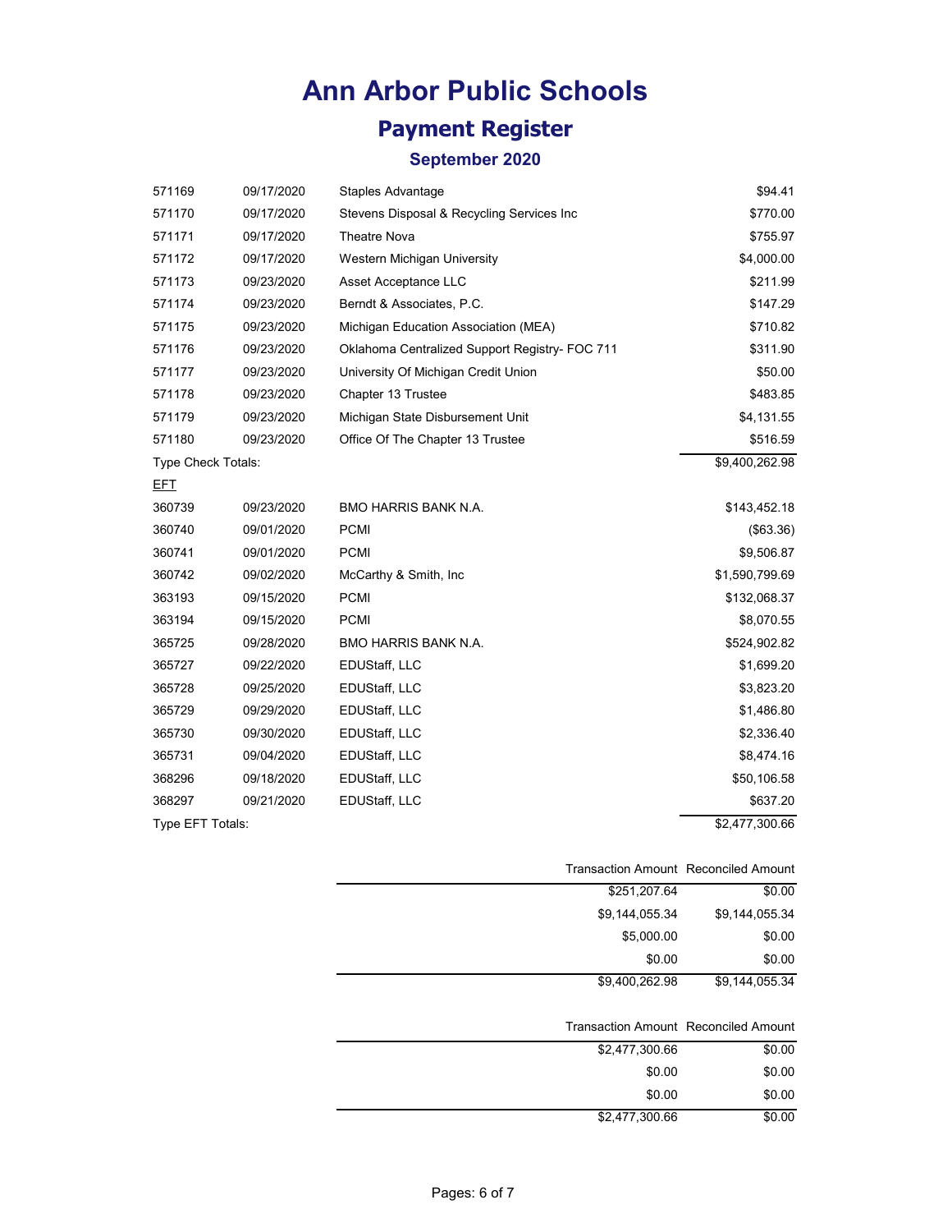# Ann Arbor Public Schools

## Payment Register

### September 2020

| | | | |
|---|---|---|---|
| 571169 | 09/17/2020 | Staples Advantage | $94.41 |
| 571170 | 09/17/2020 | Stevens Disposal & Recycling Services Inc | $770.00 |
| 571171 | 09/17/2020 | Theatre Nova | $755.97 |
| 571172 | 09/17/2020 | Western Michigan University | $4,000.00 |
| 571173 | 09/23/2020 | Asset Acceptance LLC | $211.99 |
| 571174 | 09/23/2020 | Berndt & Associates, P.C. | $147.29 |
| 571175 | 09/23/2020 | Michigan Education Association (MEA) | $710.82 |
| 571176 | 09/23/2020 | Oklahoma Centralized Support Registry- FOC 711 | $311.90 |
| 571177 | 09/23/2020 | University Of Michigan Credit Union | $50.00 |
| 571178 | 09/23/2020 | Chapter 13 Trustee | $483.85 |
| 571179 | 09/23/2020 | Michigan State Disbursement Unit | $4,131.55 |
| 571180 | 09/23/2020 | Office Of The Chapter 13 Trustee | $516.59 |
| Type Check Totals: | | | $9,400,262.98 |

EFT

| | | | |
|---|---|---|---|
| 360739 | 09/23/2020 | BMO HARRIS BANK N.A. | $143,452.18 |
| 360740 | 09/01/2020 | PCMI | ($63.36) |
| 360741 | 09/01/2020 | PCMI | $9,506.87 |
| 360742 | 09/02/2020 | McCarthy & Smith, Inc | $1,590,799.69 |
| 363193 | 09/15/2020 | PCMI | $132,068.37 |
| 363194 | 09/15/2020 | PCMI | $8,070.55 |
| 365725 | 09/28/2020 | BMO HARRIS BANK N.A. | $524,902.82 |
| 365727 | 09/22/2020 | EDUStaff, LLC | $1,699.20 |
| 365728 | 09/25/2020 | EDUStaff, LLC | $3,823.20 |
| 365729 | 09/29/2020 | EDUStaff, LLC | $1,486.80 |
| 365730 | 09/30/2020 | EDUStaff, LLC | $2,336.40 |
| 365731 | 09/04/2020 | EDUStaff, LLC | $8,474.16 |
| 368296 | 09/18/2020 | EDUStaff, LLC | $50,106.58 |
| 368297 | 09/21/2020 | EDUStaff, LLC | $637.20 |
| Type EFT Totals: | | | $2,477,300.66 |

| Transaction Amount | Reconciled Amount |
|---|---|
| $251,207.64 | $0.00 |
| $9,144,055.34 | $9,144,055.34 |
| $5,000.00 | $0.00 |
| $0.00 | $0.00 |
| $9,400,262.98 | $9,144,055.34 |

| Transaction Amount | Reconciled Amount |
|---|---|
| $2,477,300.66 | $0.00 |
| $0.00 | $0.00 |
| $0.00 | $0.00 |
| $2,477,300.66 | $0.00 |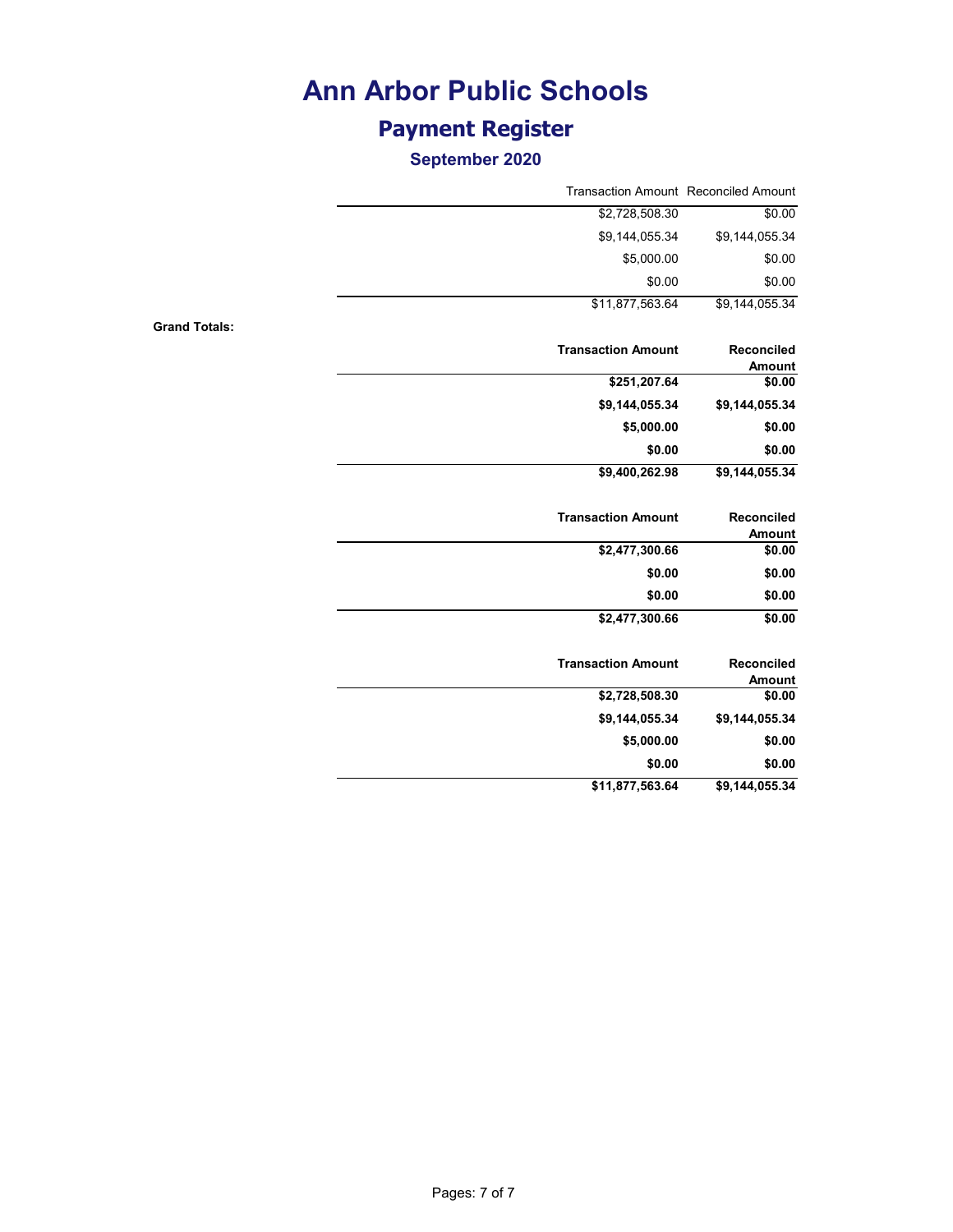# Ann Arbor Public Schools

## Payment Register

### September 2020

| Transaction Amount | Reconciled Amount |
|---|---|
| $2,728,508.30 | $0.00 |
| $9,144,055.34 | $9,144,055.34 |
| $5,000.00 | $0.00 |
| $0.00 | $0.00 |
| $11,877,563.64 | $9,144,055.34 |

**Grand Totals:**

| **Transaction Amount** | **Reconciled Amount** |
|---|---|
| **$251,207.64** | **$0.00** |
| **$9,144,055.34** | **$9,144,055.34** |
| **$5,000.00** | **$0.00** |
| **$0.00** | **$0.00** |
| **$9,400,262.98** | **$9,144,055.34** |

| **Transaction Amount** | **Reconciled Amount** |
|---|---|
| **$2,477,300.66** | **$0.00** |
| **$0.00** | **$0.00** |
| **$0.00** | **$0.00** |
| **$2,477,300.66** | **$0.00** |

| **Transaction Amount** | **Reconciled Amount** |
|---|---|
| **$2,728,508.30** | **$0.00** |
| **$9,144,055.34** | **$9,144,055.34** |
| **$5,000.00** | **$0.00** |
| **$0.00** | **$0.00** |
| **$11,877,563.64** | **$9,144,055.34** |